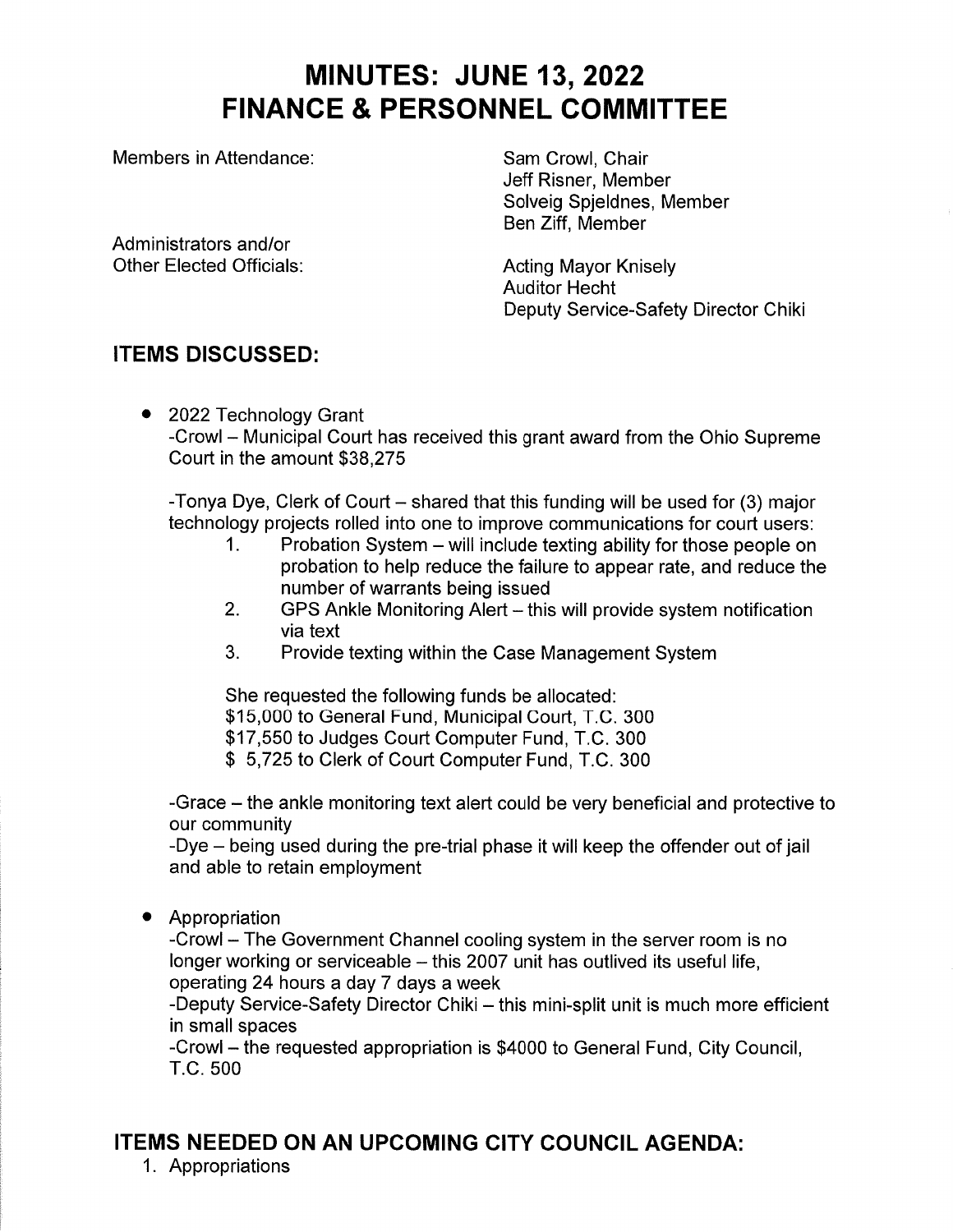# MINUTES: JUNE 13, 2022
# FINANCE & PERSONNEL COMMITTEE

Members in Attendance:

Sam Crowl, Chair
Jeff Risner, Member
Solveig Spjeldnes, Member
Ben Ziff, Member

Administrators and/or Other Elected Officials:

Acting Mayor Knisely
Auditor Hecht
Deputy Service-Safety Director Chiki

## ITEMS DISCUSSED:

- 2022 Technology Grant
  -Crowl – Municipal Court has received this grant award from the Ohio Supreme Court in the amount $38,275

  -Tonya Dye, Clerk of Court – shared that this funding will be used for (3) major technology projects rolled into one to improve communications for court users:
  1. Probation System – will include texting ability for those people on probation to help reduce the failure to appear rate, and reduce the number of warrants being issued
  2. GPS Ankle Monitoring Alert – this will provide system notification via text
  3. Provide texting within the Case Management System

  She requested the following funds be allocated:
  $15,000 to General Fund, Municipal Court, T.C. 300
  $17,550 to Judges Court Computer Fund, T.C. 300
  $ 5,725 to Clerk of Court Computer Fund, T.C. 300

  -Grace – the ankle monitoring text alert could be very beneficial and protective to our community
  -Dye – being used during the pre-trial phase it will keep the offender out of jail and able to retain employment

- Appropriation
  -Crowl – The Government Channel cooling system in the server room is no longer working or serviceable – this 2007 unit has outlived its useful life, operating 24 hours a day 7 days a week
  -Deputy Service-Safety Director Chiki – this mini-split unit is much more efficient in small spaces
  -Crowl – the requested appropriation is $4000 to General Fund, City Council, T.C. 500

## ITEMS NEEDED ON AN UPCOMING CITY COUNCIL AGENDA:

1. Appropriations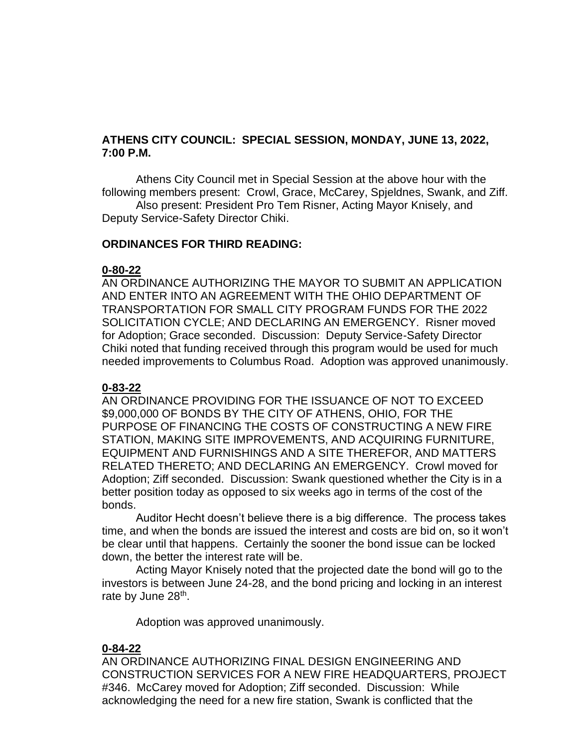**ATHENS CITY COUNCIL: SPECIAL SESSION, MONDAY, JUNE 13, 2022, 7:00 P.M.**

Athens City Council met in Special Session at the above hour with the following members present: Crowl, Grace, McCarey, Spjeldnes, Swank, and Ziff.

Also present: President Pro Tem Risner, Acting Mayor Knisely, and Deputy Service-Safety Director Chiki.

**ORDINANCES FOR THIRD READING:**

**0-80-22**

AN ORDINANCE AUTHORIZING THE MAYOR TO SUBMIT AN APPLICATION AND ENTER INTO AN AGREEMENT WITH THE OHIO DEPARTMENT OF TRANSPORTATION FOR SMALL CITY PROGRAM FUNDS FOR THE 2022 SOLICITATION CYCLE; AND DECLARING AN EMERGENCY. Risner moved for Adoption; Grace seconded. Discussion: Deputy Service-Safety Director Chiki noted that funding received through this program would be used for much needed improvements to Columbus Road. Adoption was approved unanimously.

**0-83-22**

AN ORDINANCE PROVIDING FOR THE ISSUANCE OF NOT TO EXCEED $9,000,000 OF BONDS BY THE CITY OF ATHENS, OHIO, FOR THE PURPOSE OF FINANCING THE COSTS OF CONSTRUCTING A NEW FIRE STATION, MAKING SITE IMPROVEMENTS, AND ACQUIRING FURNITURE, EQUIPMENT AND FURNISHINGS AND A SITE THEREFOR, AND MATTERS RELATED THERETO; AND DECLARING AN EMERGENCY. Crowl moved for Adoption; Ziff seconded. Discussion: Swank questioned whether the City is in a better position today as opposed to six weeks ago in terms of the cost of the bonds.

Auditor Hecht doesn't believe there is a big difference. The process takes time, and when the bonds are issued the interest and costs are bid on, so it won't be clear until that happens. Certainly the sooner the bond issue can be locked down, the better the interest rate will be.

Acting Mayor Knisely noted that the projected date the bond will go to the investors is between June 24-28, and the bond pricing and locking in an interest rate by June 28th.

Adoption was approved unanimously.

**0-84-22**

AN ORDINANCE AUTHORIZING FINAL DESIGN ENGINEERING AND CONSTRUCTION SERVICES FOR A NEW FIRE HEADQUARTERS, PROJECT #346. McCarey moved for Adoption; Ziff seconded. Discussion: While acknowledging the need for a new fire station, Swank is conflicted that the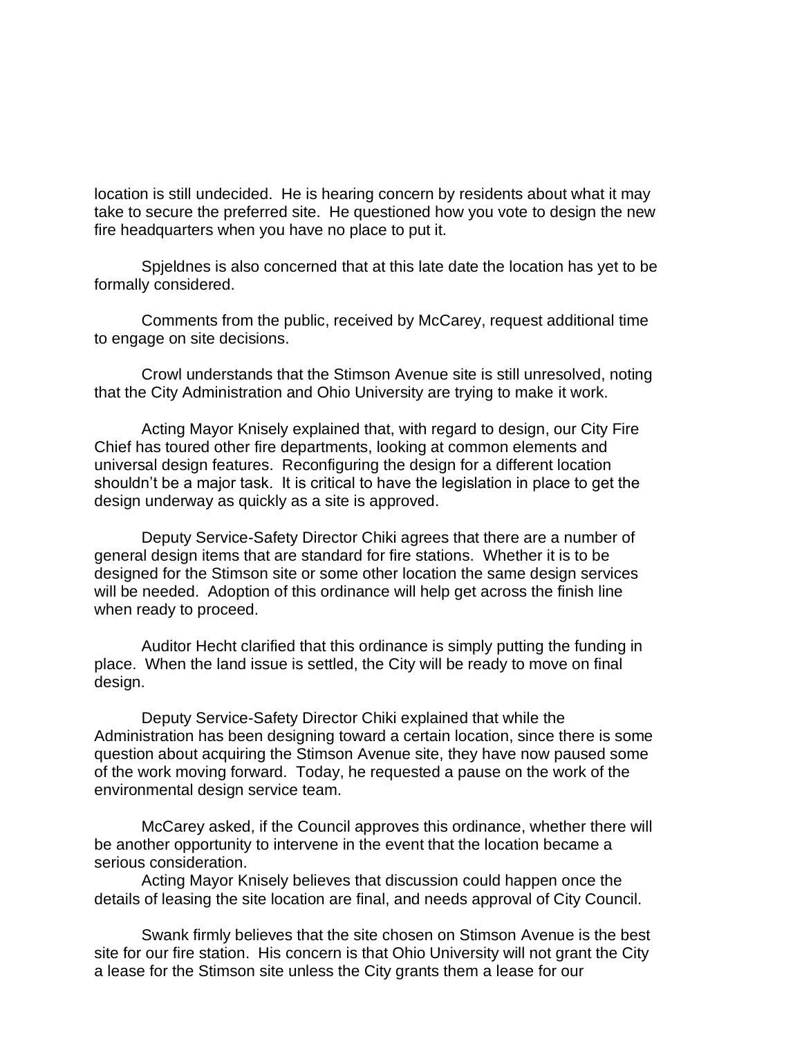location is still undecided. He is hearing concern by residents about what it may take to secure the preferred site. He questioned how you vote to design the new fire headquarters when you have no place to put it.

Spjeldnes is also concerned that at this late date the location has yet to be formally considered.

Comments from the public, received by McCarey, request additional time to engage on site decisions.

Crowl understands that the Stimson Avenue site is still unresolved, noting that the City Administration and Ohio University are trying to make it work.

Acting Mayor Knisely explained that, with regard to design, our City Fire Chief has toured other fire departments, looking at common elements and universal design features. Reconfiguring the design for a different location shouldn't be a major task. It is critical to have the legislation in place to get the design underway as quickly as a site is approved.

Deputy Service-Safety Director Chiki agrees that there are a number of general design items that are standard for fire stations. Whether it is to be designed for the Stimson site or some other location the same design services will be needed. Adoption of this ordinance will help get across the finish line when ready to proceed.

Auditor Hecht clarified that this ordinance is simply putting the funding in place. When the land issue is settled, the City will be ready to move on final design.

Deputy Service-Safety Director Chiki explained that while the Administration has been designing toward a certain location, since there is some question about acquiring the Stimson Avenue site, they have now paused some of the work moving forward. Today, he requested a pause on the work of the environmental design service team.

McCarey asked, if the Council approves this ordinance, whether there will be another opportunity to intervene in the event that the location became a serious consideration.

Acting Mayor Knisely believes that discussion could happen once the details of leasing the site location are final, and needs approval of City Council.

Swank firmly believes that the site chosen on Stimson Avenue is the best site for our fire station. His concern is that Ohio University will not grant the City a lease for the Stimson site unless the City grants them a lease for our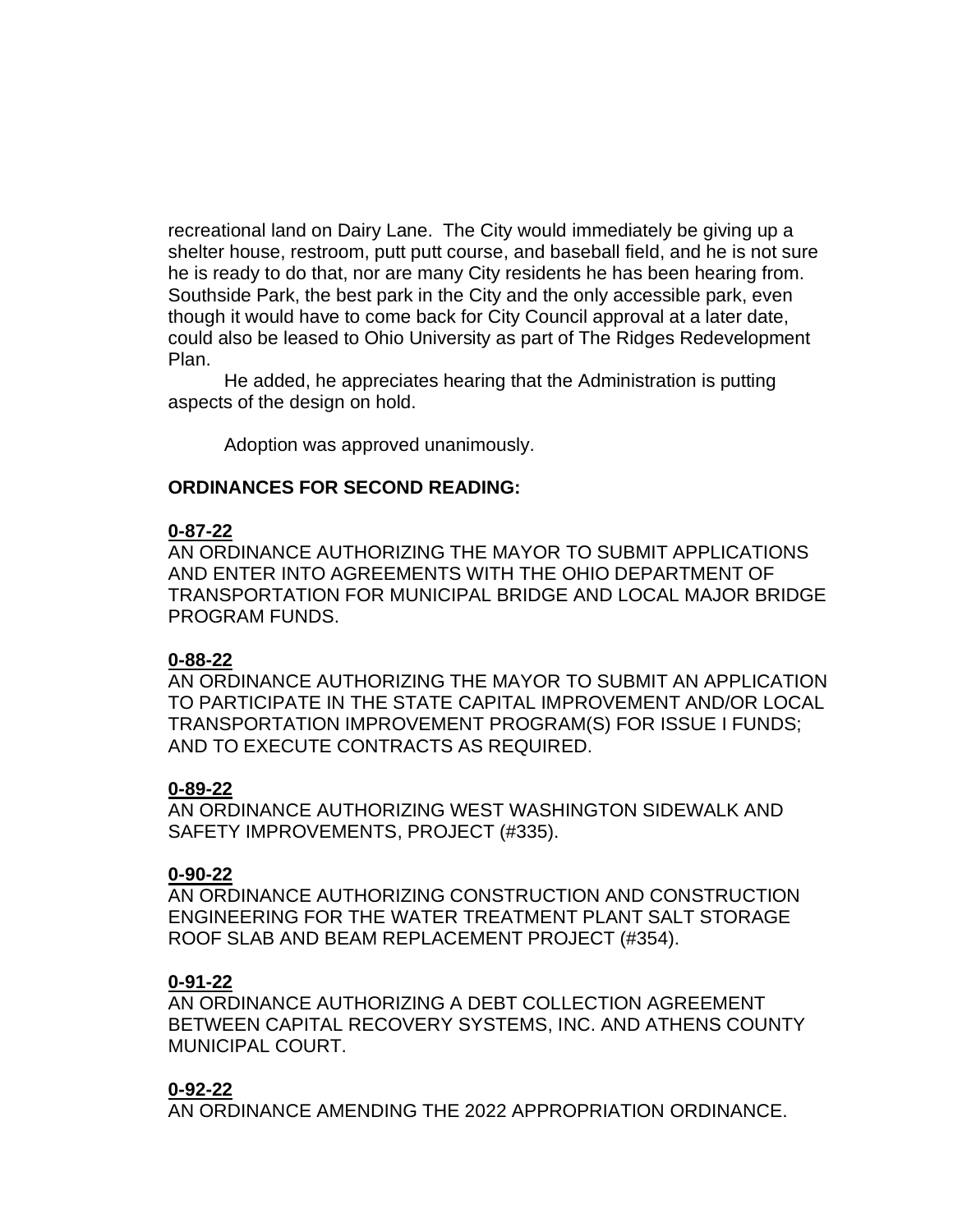recreational land on Dairy Lane. The City would immediately be giving up a shelter house, restroom, putt putt course, and baseball field, and he is not sure he is ready to do that, nor are many City residents he has been hearing from. Southside Park, the best park in the City and the only accessible park, even though it would have to come back for City Council approval at a later date, could also be leased to Ohio University as part of The Ridges Redevelopment Plan.

He added, he appreciates hearing that the Administration is putting aspects of the design on hold.

Adoption was approved unanimously.

**ORDINANCES FOR SECOND READING:**

**0-87-22**
AN ORDINANCE AUTHORIZING THE MAYOR TO SUBMIT APPLICATIONS AND ENTER INTO AGREEMENTS WITH THE OHIO DEPARTMENT OF TRANSPORTATION FOR MUNICIPAL BRIDGE AND LOCAL MAJOR BRIDGE PROGRAM FUNDS.

**0-88-22**
AN ORDINANCE AUTHORIZING THE MAYOR TO SUBMIT AN APPLICATION TO PARTICIPATE IN THE STATE CAPITAL IMPROVEMENT AND/OR LOCAL TRANSPORTATION IMPROVEMENT PROGRAM(S) FOR ISSUE I FUNDS; AND TO EXECUTE CONTRACTS AS REQUIRED.

**0-89-22**
AN ORDINANCE AUTHORIZING WEST WASHINGTON SIDEWALK AND SAFETY IMPROVEMENTS, PROJECT (#335).

**0-90-22**
AN ORDINANCE AUTHORIZING CONSTRUCTION AND CONSTRUCTION ENGINEERING FOR THE WATER TREATMENT PLANT SALT STORAGE ROOF SLAB AND BEAM REPLACEMENT PROJECT (#354).

**0-91-22**
AN ORDINANCE AUTHORIZING A DEBT COLLECTION AGREEMENT BETWEEN CAPITAL RECOVERY SYSTEMS, INC. AND ATHENS COUNTY MUNICIPAL COURT.

**0-92-22**
AN ORDINANCE AMENDING THE 2022 APPROPRIATION ORDINANCE.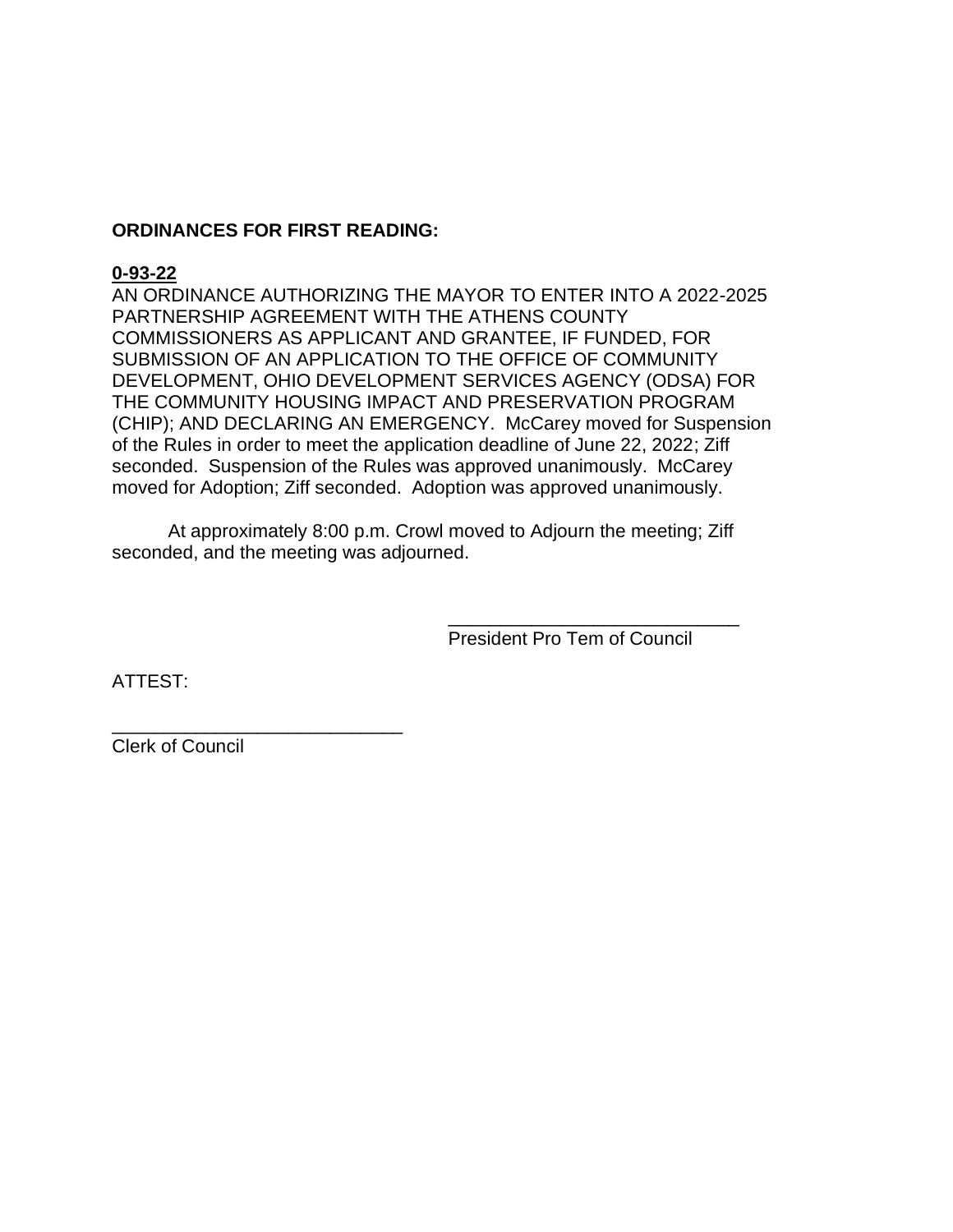**ORDINANCES FOR FIRST READING:**

**<u>0-93-22</u>**

AN ORDINANCE AUTHORIZING THE MAYOR TO ENTER INTO A 2022-2025 PARTNERSHIP AGREEMENT WITH THE ATHENS COUNTY COMMISSIONERS AS APPLICANT AND GRANTEE, IF FUNDED, FOR SUBMISSION OF AN APPLICATION TO THE OFFICE OF COMMUNITY DEVELOPMENT, OHIO DEVELOPMENT SERVICES AGENCY (ODSA) FOR THE COMMUNITY HOUSING IMPACT AND PRESERVATION PROGRAM (CHIP); AND DECLARING AN EMERGENCY. McCarey moved for Suspension of the Rules in order to meet the application deadline of June 22, 2022; Ziff seconded. Suspension of the Rules was approved unanimously. McCarey moved for Adoption; Ziff seconded. Adoption was approved unanimously.

At approximately 8:00 p.m. Crowl moved to Adjourn the meeting; Ziff seconded, and the meeting was adjourned.

\_\_\_\_\_\_\_\_\_\_\_\_\_\_\_\_\_\_\_\_\_\_\_\_\_\_\_\_
President Pro Tem of Council

ATTEST:

\_\_\_\_\_\_\_\_\_\_\_\_\_\_\_\_\_\_\_\_\_\_\_\_\_\_\_\_
Clerk of Council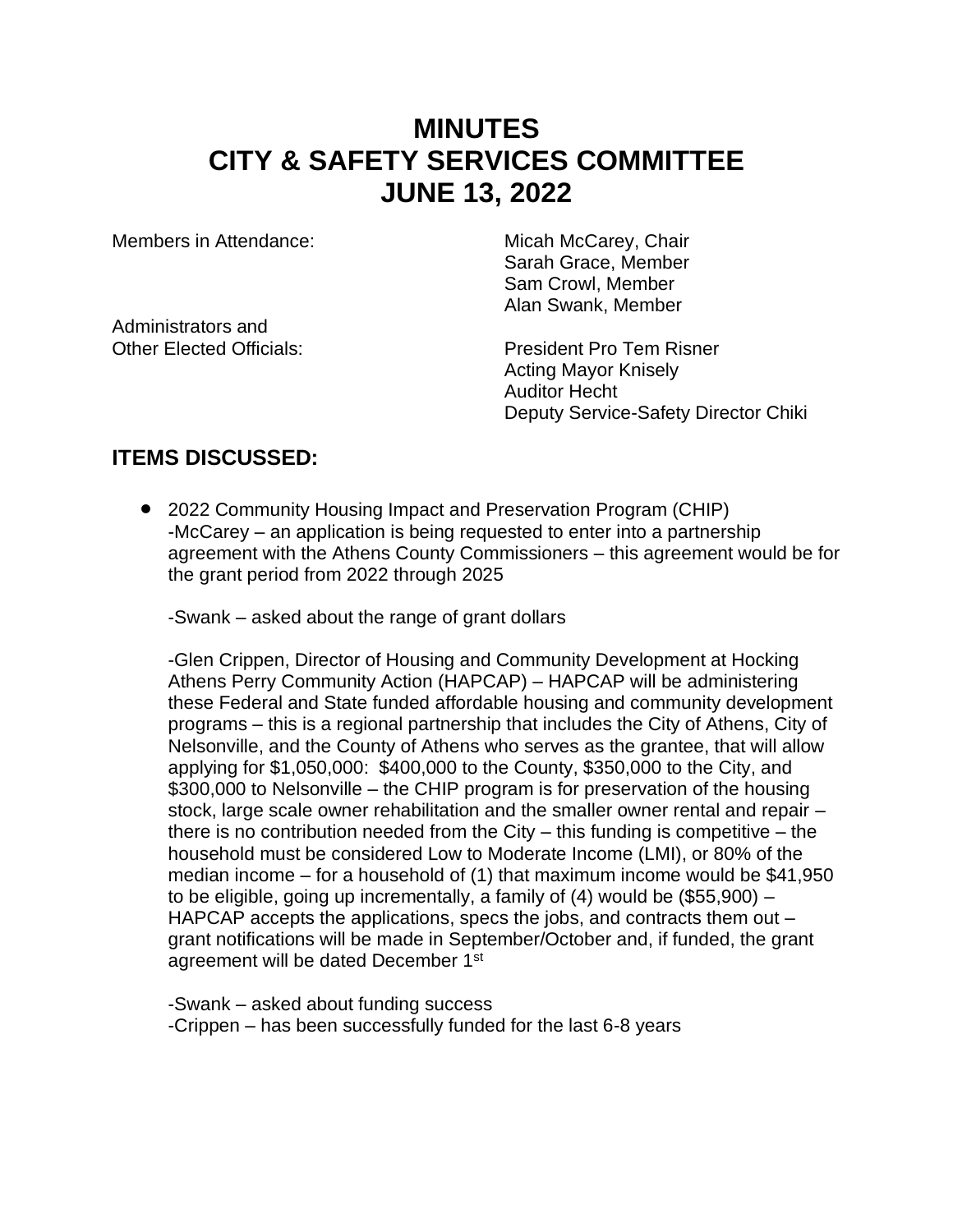# MINUTES
# CITY & SAFETY SERVICES COMMITTEE
# JUNE 13, 2022

| | |
|---|---|
| Members in Attendance: | Micah McCarey, Chair<br>Sarah Grace, Member<br>Sam Crowl, Member<br>Alan Swank, Member |
| Administrators and Other Elected Officials: | President Pro Tem Risner<br>Acting Mayor Knisely<br>Auditor Hecht<br>Deputy Service-Safety Director Chiki |

## ITEMS DISCUSSED:

- 2022 Community Housing Impact and Preservation Program (CHIP)
  -McCarey – an application is being requested to enter into a partnership agreement with the Athens County Commissioners – this agreement would be for the grant period from 2022 through 2025

  -Swank – asked about the range of grant dollars

  -Glen Crippen, Director of Housing and Community Development at Hocking Athens Perry Community Action (HAPCAP) – HAPCAP will be administering these Federal and State funded affordable housing and community development programs – this is a regional partnership that includes the City of Athens, City of Nelsonville, and the County of Athens who serves as the grantee, that will allow applying for $1,050,000: $400,000 to the County, $350,000 to the City, and $300,000 to Nelsonville – the CHIP program is for preservation of the housing stock, large scale owner rehabilitation and the smaller owner rental and repair – there is no contribution needed from the City – this funding is competitive – the household must be considered Low to Moderate Income (LMI), or 80% of the median income – for a household of (1) that maximum income would be $41,950 to be eligible, going up incrementally, a family of (4) would be ($55,900) – HAPCAP accepts the applications, specs the jobs, and contracts them out – grant notifications will be made in September/October and, if funded, the grant agreement will be dated December 1st

  -Swank – asked about funding success
  -Crippen – has been successfully funded for the last 6-8 years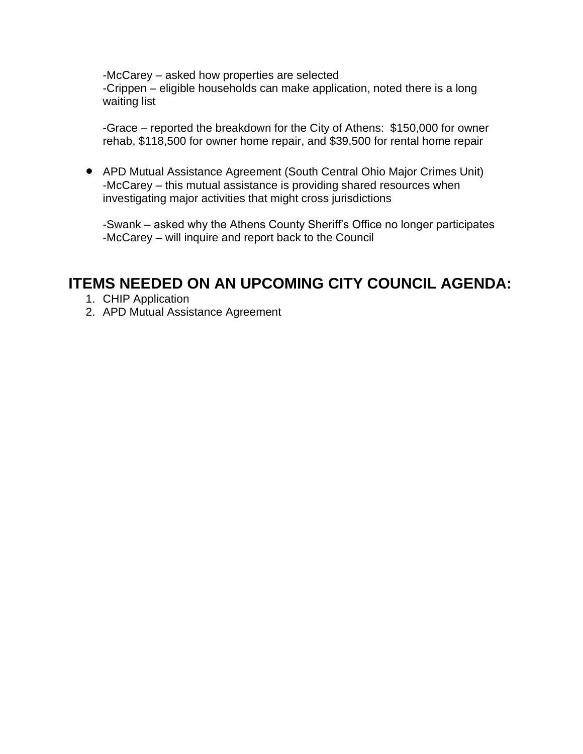-McCarey – asked how properties are selected
-Crippen – eligible households can make application, noted there is a long waiting list

-Grace – reported the breakdown for the City of Athens: $150,000 for owner rehab, $118,500 for owner home repair, and $39,500 for rental home repair

- APD Mutual Assistance Agreement (South Central Ohio Major Crimes Unit)
  -McCarey – this mutual assistance is providing shared resources when investigating major activities that might cross jurisdictions

  -Swank – asked why the Athens County Sheriff's Office no longer participates
  -McCarey – will inquire and report back to the Council

## ITEMS NEEDED ON AN UPCOMING CITY COUNCIL AGENDA:

1. CHIP Application
2. APD Mutual Assistance Agreement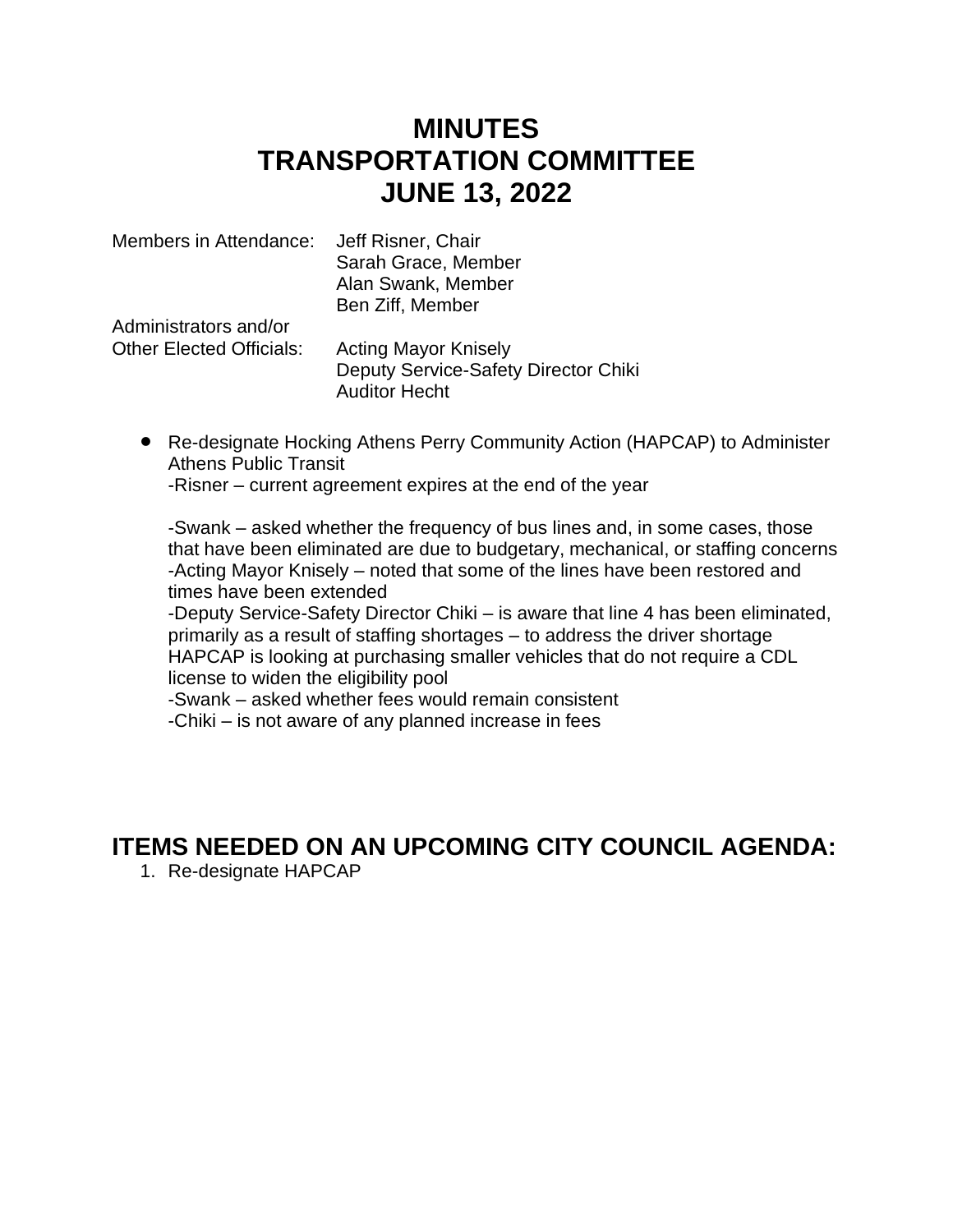# MINUTES
# TRANSPORTATION COMMITTEE
# JUNE 13, 2022

| | |
|---|---|
| Members in Attendance: | Jeff Risner, Chair<br>Sarah Grace, Member<br>Alan Swank, Member<br>Ben Ziff, Member |
| Administrators and/or Other Elected Officials: | Acting Mayor Knisely<br>Deputy Service-Safety Director Chiki<br>Auditor Hecht |

- Re-designate Hocking Athens Perry Community Action (HAPCAP) to Administer Athens Public Transit
  -Risner – current agreement expires at the end of the year

  -Swank – asked whether the frequency of bus lines and, in some cases, those that have been eliminated are due to budgetary, mechanical, or staffing concerns
  -Acting Mayor Knisely – noted that some of the lines have been restored and times have been extended
  -Deputy Service-Safety Director Chiki – is aware that line 4 has been eliminated, primarily as a result of staffing shortages – to address the driver shortage HAPCAP is looking at purchasing smaller vehicles that do not require a CDL license to widen the eligibility pool
  -Swank – asked whether fees would remain consistent
  -Chiki – is not aware of any planned increase in fees

## ITEMS NEEDED ON AN UPCOMING CITY COUNCIL AGENDA:

1. Re-designate HAPCAP